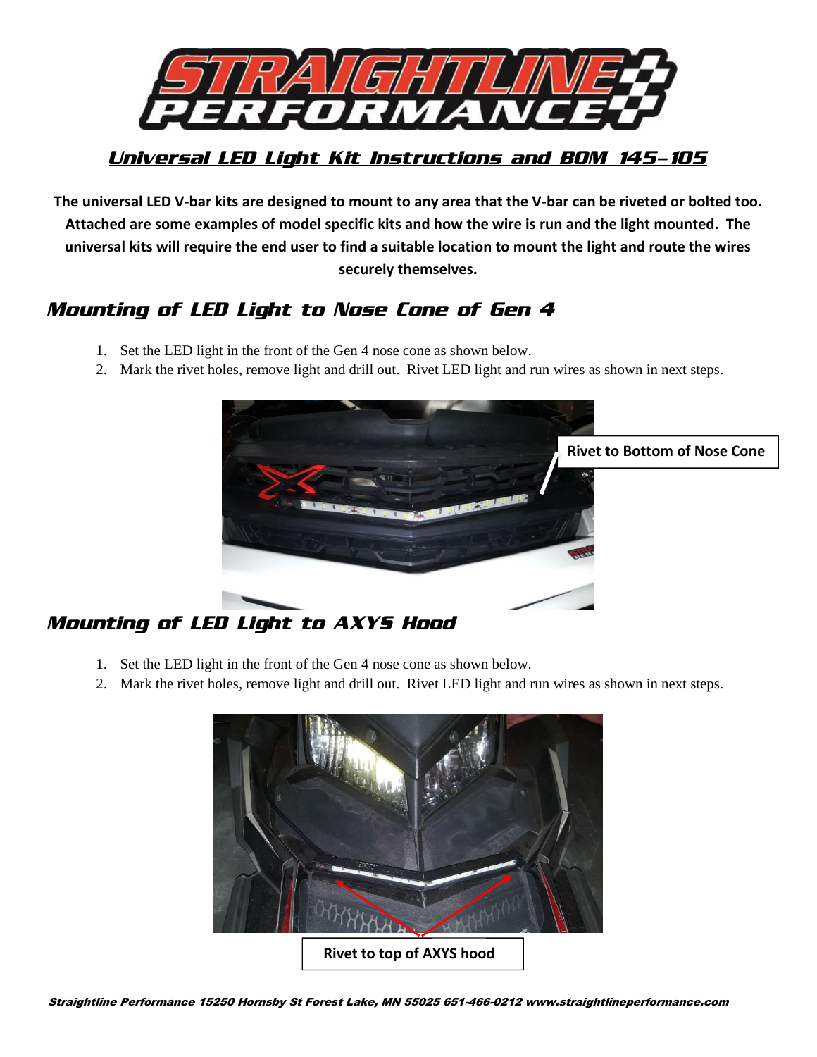# Universal LED Light Kit Instructions and BOM 145-105

**The universal LED V-bar kits are designed to mount to any area that the V-bar can be riveted or bolted too. Attached are some examples of model specific kits and how the wire is run and the light mounted. The universal kits will require the end user to find a suitable location to mount the light and route the wires securely themselves.**

## Mounting of LED Light to Nose Cone of Gen 4

1. Set the LED light in the front of the Gen 4 nose cone as shown below.
2. Mark the rivet holes, remove light and drill out. Rivet LED light and run wires as shown in next steps.

**Rivet to Bottom of Nose Cone**

## Mounting of LED Light to AXYS Hood

1. Set the LED light in the front of the Gen 4 nose cone as shown below.
2. Mark the rivet holes, remove light and drill out. Rivet LED light and run wires as shown in next steps.

**Rivet to top of AXYS hood**

*Straightline Performance 15250 Hornsby St Forest Lake, MN 55025 651-466-0212 www.straightlineperformance.com*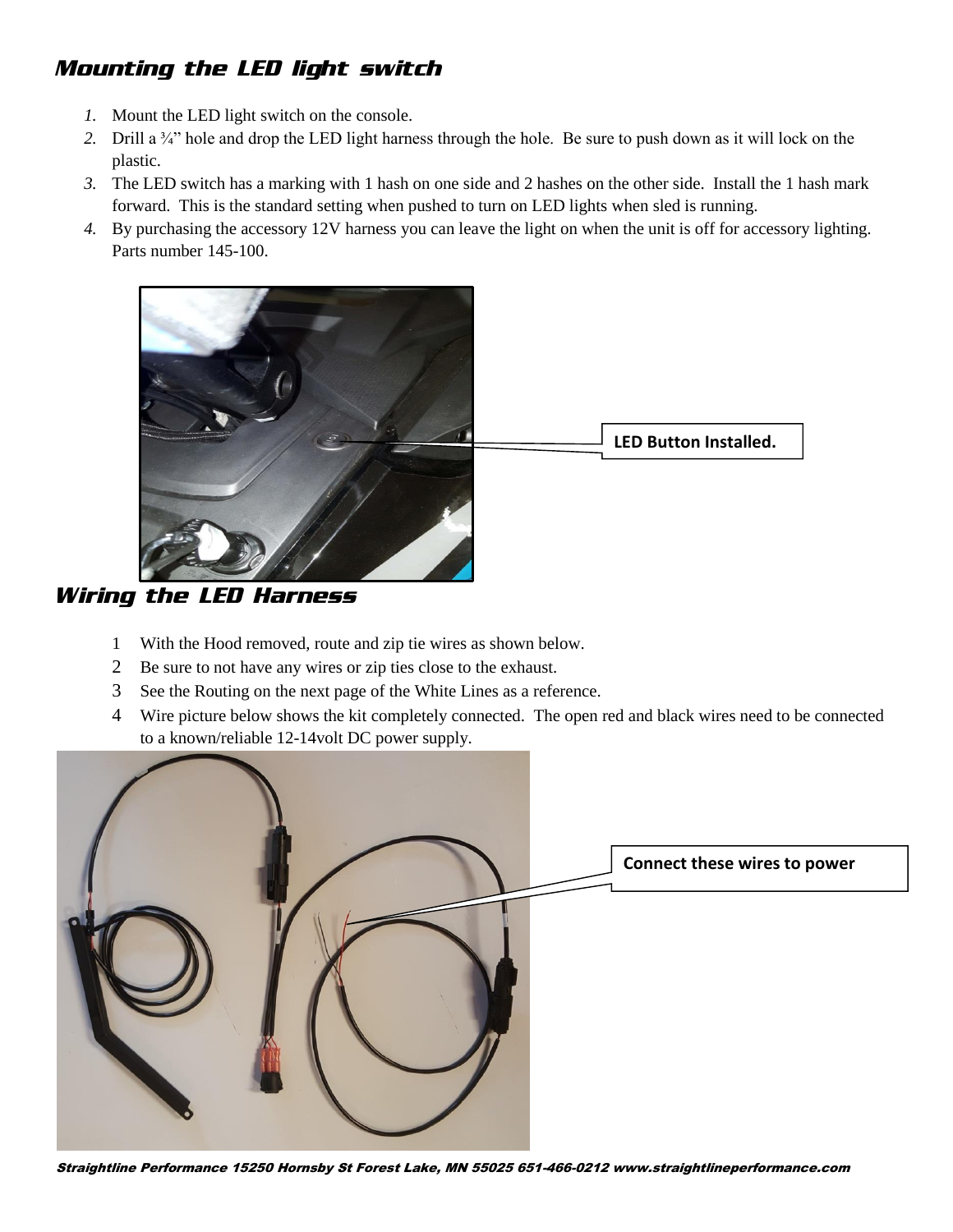## Mounting the LED light switch

1. Mount the LED light switch on the console.
2. Drill a ¾" hole and drop the LED light harness through the hole. Be sure to push down as it will lock on the plastic.
3. The LED switch has a marking with 1 hash on one side and 2 hashes on the other side. Install the 1 hash mark forward. This is the standard setting when pushed to turn on LED lights when sled is running.
4. By purchasing the accessory 12V harness you can leave the light on when the unit is off for accessory lighting. Parts number 145-100.

LED Button Installed.

## Wiring the LED Harness

1. With the Hood removed, route and zip tie wires as shown below.
2. Be sure to not have any wires or zip ties close to the exhaust.
3. See the Routing on the next page of the White Lines as a reference.
4. Wire picture below shows the kit completely connected. The open red and black wires need to be connected to a known/reliable 12-14volt DC power supply.

Connect these wires to power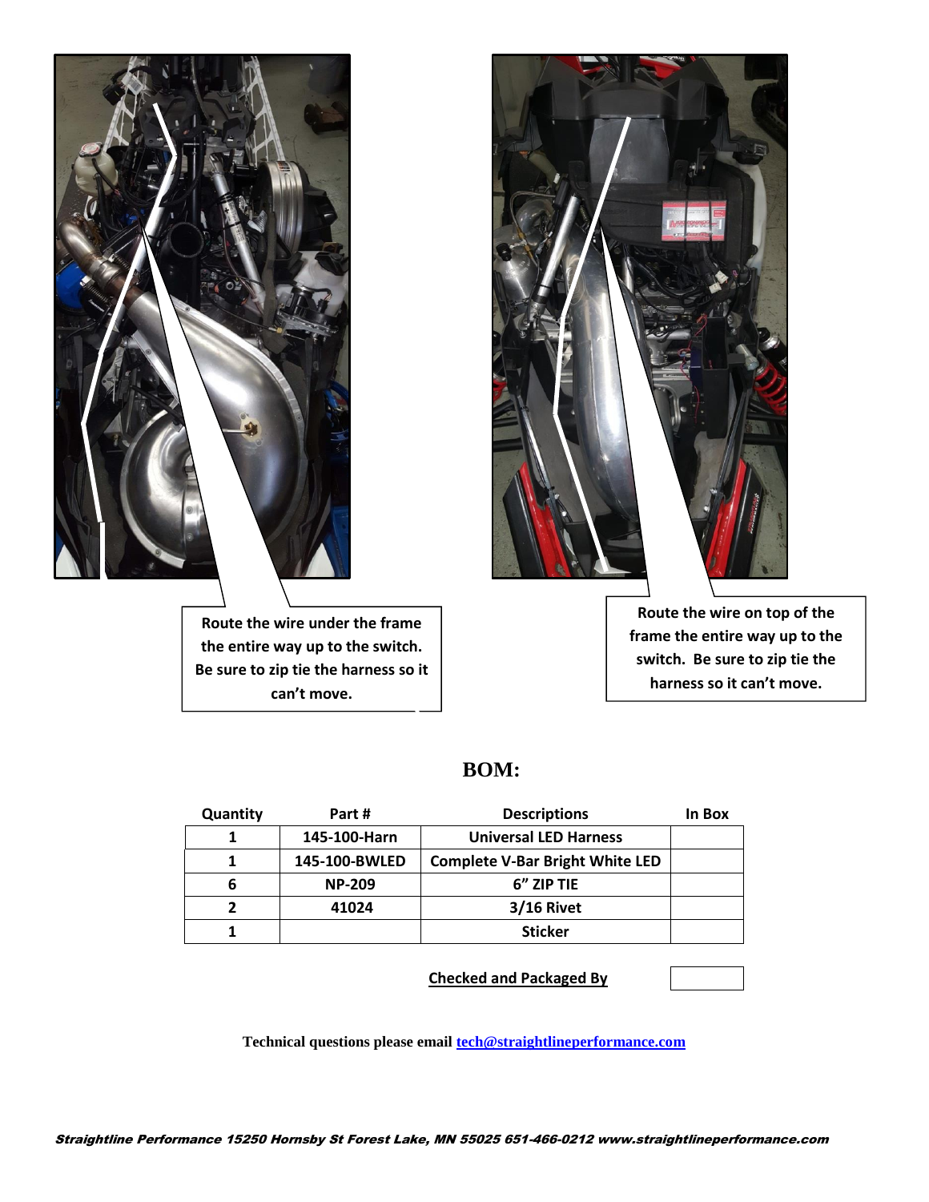Route the wire under the frame the entire way up to the switch. Be sure to zip tie the harness so it can't move.

Route the wire on top of the frame the entire way up to the switch. Be sure to zip tie the harness so it can't move.

## BOM:

| Quantity | Part # | Descriptions | In Box |
|---|---|---|---|
| 1 | 145-100-Harn | Universal LED Harness | |
| 1 | 145-100-BWLED | Complete V-Bar Bright White LED | |
| 6 | NP-209 | 6" ZIP TIE | |
| 2 | 41024 | 3/16 Rivet | |
| 1 | | Sticker | |

Checked and Packaged By

Technical questions please email tech@straightlineperformance.com

*Straightline Performance 15250 Hornsby St Forest Lake, MN 55025 651-466-0212 www.straightlineperformance.com*